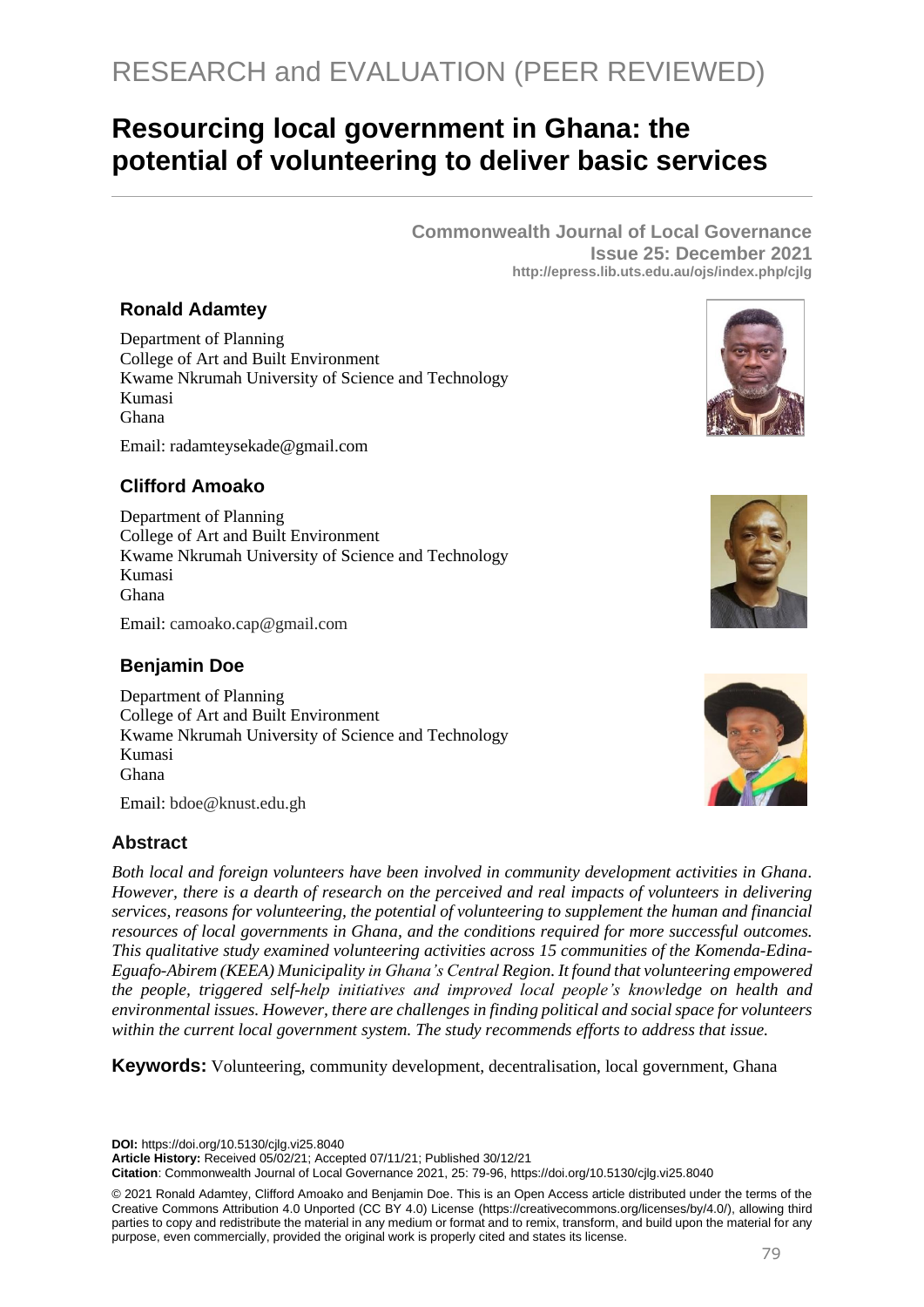RESEARCH and EVALUATION (PEER REVIEWED)

# Resourcing local government in Ghana: the potential of volunteering to deliver basic services

**Commonwealth Journal of Local Governance**
**Issue 25: December 2021**
**http://epress.lib.uts.edu.au/ojs/index.php/cjlg**

### Ronald Adamtey

Department of Planning
College of Art and Built Environment
Kwame Nkrumah University of Science and Technology
Kumasi
Ghana

Email: radamteysekade@gmail.com

### Clifford Amoako

Department of Planning
College of Art and Built Environment
Kwame Nkrumah University of Science and Technology
Kumasi
Ghana

Email: camoako.cap@gmail.com

### Benjamin Doe

Department of Planning
College of Art and Built Environment
Kwame Nkrumah University of Science and Technology
Kumasi
Ghana

Email: bdoe@knust.edu.gh

## Abstract

*Both local and foreign volunteers have been involved in community development activities in Ghana. However, there is a dearth of research on the perceived and real impacts of volunteers in delivering services, reasons for volunteering, the potential of volunteering to supplement the human and financial resources of local governments in Ghana, and the conditions required for more successful outcomes. This qualitative study examined volunteering activities across 15 communities of the Komenda-Edina-Eguafo-Abirem (KEEA) Municipality in Ghana's Central Region. It found that volunteering empowered the people, triggered self-help initiatives and improved local people's knowledge on health and environmental issues. However, there are challenges in finding political and social space for volunteers within the current local government system. The study recommends efforts to address that issue.*

**Keywords:** Volunteering, community development, decentralisation, local government, Ghana

**DOI:** https://doi.org/10.5130/cjlg.vi25.8040
**Article History:** Received 05/02/21; Accepted 07/11/21; Published 30/12/21
**Citation**: Commonwealth Journal of Local Governance 2021, 25: 79-96, https://doi.org/10.5130/cjlg.vi25.8040

© 2021 Ronald Adamtey, Clifford Amoako and Benjamin Doe. This is an Open Access article distributed under the terms of the Creative Commons Attribution 4.0 Unported (CC BY 4.0) License (https://creativecommons.org/licenses/by/4.0/), allowing third parties to copy and redistribute the material in any medium or format and to remix, transform, and build upon the material for any purpose, even commercially, provided the original work is properly cited and states its license.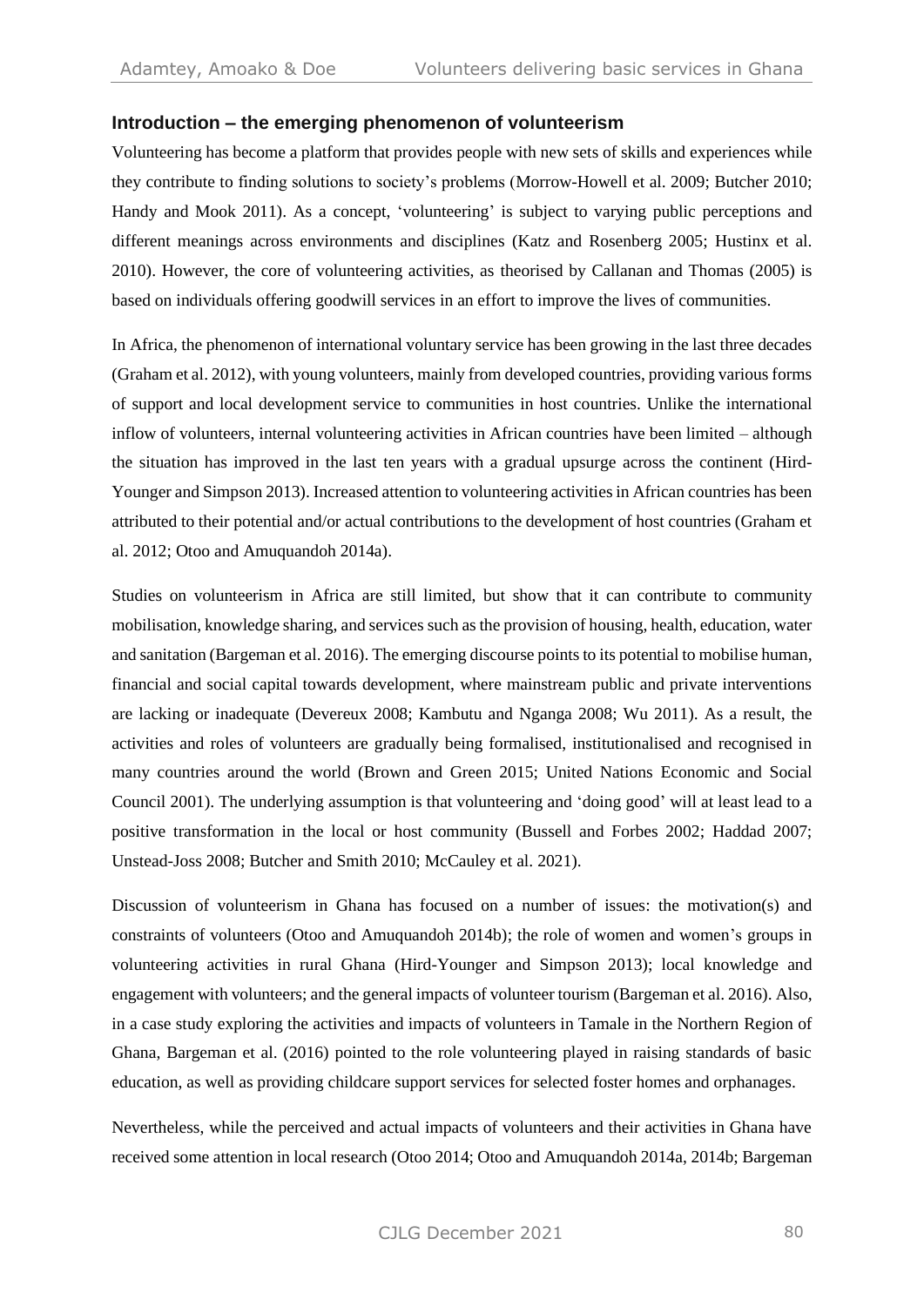## Introduction – the emerging phenomenon of volunteerism

Volunteering has become a platform that provides people with new sets of skills and experiences while they contribute to finding solutions to society's problems (Morrow-Howell et al. 2009; Butcher 2010; Handy and Mook 2011). As a concept, 'volunteering' is subject to varying public perceptions and different meanings across environments and disciplines (Katz and Rosenberg 2005; Hustinx et al. 2010). However, the core of volunteering activities, as theorised by Callanan and Thomas (2005) is based on individuals offering goodwill services in an effort to improve the lives of communities.

In Africa, the phenomenon of international voluntary service has been growing in the last three decades (Graham et al. 2012), with young volunteers, mainly from developed countries, providing various forms of support and local development service to communities in host countries. Unlike the international inflow of volunteers, internal volunteering activities in African countries have been limited – although the situation has improved in the last ten years with a gradual upsurge across the continent (Hird-Younger and Simpson 2013). Increased attention to volunteering activities in African countries has been attributed to their potential and/or actual contributions to the development of host countries (Graham et al. 2012; Otoo and Amuquandoh 2014a).

Studies on volunteerism in Africa are still limited, but show that it can contribute to community mobilisation, knowledge sharing, and services such as the provision of housing, health, education, water and sanitation (Bargeman et al. 2016). The emerging discourse points to its potential to mobilise human, financial and social capital towards development, where mainstream public and private interventions are lacking or inadequate (Devereux 2008; Kambutu and Nganga 2008; Wu 2011). As a result, the activities and roles of volunteers are gradually being formalised, institutionalised and recognised in many countries around the world (Brown and Green 2015; United Nations Economic and Social Council 2001). The underlying assumption is that volunteering and 'doing good' will at least lead to a positive transformation in the local or host community (Bussell and Forbes 2002; Haddad 2007; Unstead-Joss 2008; Butcher and Smith 2010; McCauley et al. 2021).

Discussion of volunteerism in Ghana has focused on a number of issues: the motivation(s) and constraints of volunteers (Otoo and Amuquandoh 2014b); the role of women and women's groups in volunteering activities in rural Ghana (Hird-Younger and Simpson 2013); local knowledge and engagement with volunteers; and the general impacts of volunteer tourism (Bargeman et al. 2016). Also, in a case study exploring the activities and impacts of volunteers in Tamale in the Northern Region of Ghana, Bargeman et al. (2016) pointed to the role volunteering played in raising standards of basic education, as well as providing childcare support services for selected foster homes and orphanages.

Nevertheless, while the perceived and actual impacts of volunteers and their activities in Ghana have received some attention in local research (Otoo 2014; Otoo and Amuquandoh 2014a, 2014b; Bargeman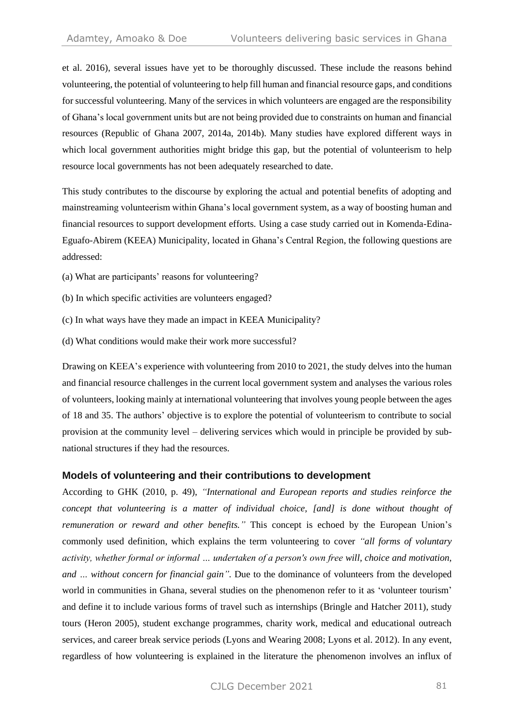et al. 2016), several issues have yet to be thoroughly discussed. These include the reasons behind volunteering, the potential of volunteering to help fill human and financial resource gaps, and conditions for successful volunteering. Many of the services in which volunteers are engaged are the responsibility of Ghana's local government units but are not being provided due to constraints on human and financial resources (Republic of Ghana 2007, 2014a, 2014b). Many studies have explored different ways in which local government authorities might bridge this gap, but the potential of volunteerism to help resource local governments has not been adequately researched to date.

This study contributes to the discourse by exploring the actual and potential benefits of adopting and mainstreaming volunteerism within Ghana's local government system, as a way of boosting human and financial resources to support development efforts. Using a case study carried out in Komenda-Edina-Eguafo-Abirem (KEEA) Municipality, located in Ghana's Central Region, the following questions are addressed:

(a) What are participants' reasons for volunteering?

(b) In which specific activities are volunteers engaged?

(c) In what ways have they made an impact in KEEA Municipality?

(d) What conditions would make their work more successful?

Drawing on KEEA's experience with volunteering from 2010 to 2021, the study delves into the human and financial resource challenges in the current local government system and analyses the various roles of volunteers, looking mainly at international volunteering that involves young people between the ages of 18 and 35. The authors' objective is to explore the potential of volunteerism to contribute to social provision at the community level – delivering services which would in principle be provided by sub-national structures if they had the resources.

## Models of volunteering and their contributions to development

According to GHK (2010, p. 49), *"International and European reports and studies reinforce the concept that volunteering is a matter of individual choice, [and] is done without thought of remuneration or reward and other benefits."* This concept is echoed by the European Union's commonly used definition, which explains the term volunteering to cover *"all forms of voluntary activity, whether formal or informal … undertaken of a person's own free will, choice and motivation, and … without concern for financial gain".* Due to the dominance of volunteers from the developed world in communities in Ghana, several studies on the phenomenon refer to it as 'volunteer tourism' and define it to include various forms of travel such as internships (Bringle and Hatcher 2011), study tours (Heron 2005), student exchange programmes, charity work, medical and educational outreach services, and career break service periods (Lyons and Wearing 2008; Lyons et al. 2012). In any event, regardless of how volunteering is explained in the literature the phenomenon involves an influx of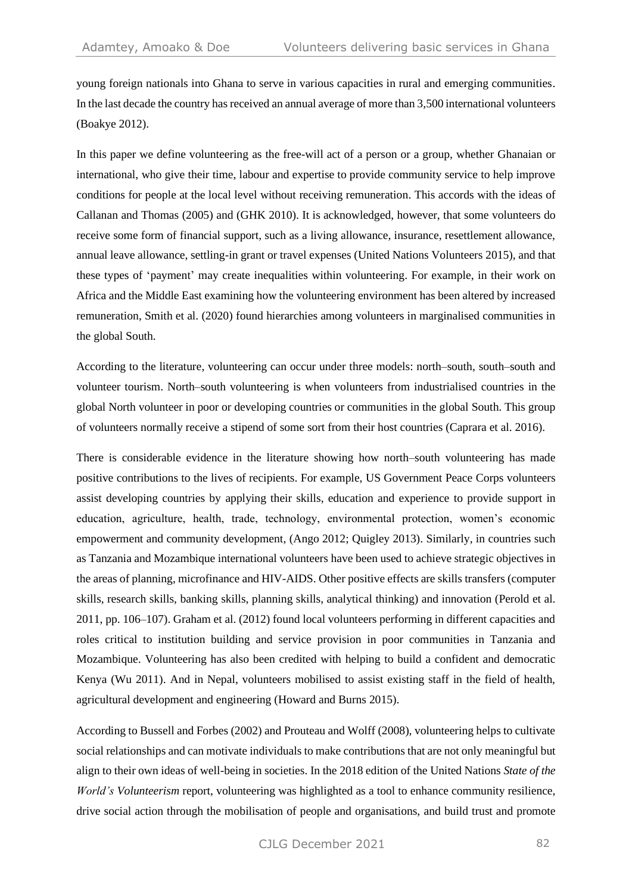young foreign nationals into Ghana to serve in various capacities in rural and emerging communities. In the last decade the country has received an annual average of more than 3,500 international volunteers (Boakye 2012).

In this paper we define volunteering as the free-will act of a person or a group, whether Ghanaian or international, who give their time, labour and expertise to provide community service to help improve conditions for people at the local level without receiving remuneration. This accords with the ideas of Callanan and Thomas (2005) and (GHK 2010). It is acknowledged, however, that some volunteers do receive some form of financial support, such as a living allowance, insurance, resettlement allowance, annual leave allowance, settling-in grant or travel expenses (United Nations Volunteers 2015), and that these types of 'payment' may create inequalities within volunteering. For example, in their work on Africa and the Middle East examining how the volunteering environment has been altered by increased remuneration, Smith et al. (2020) found hierarchies among volunteers in marginalised communities in the global South.

According to the literature, volunteering can occur under three models: north–south, south–south and volunteer tourism. North–south volunteering is when volunteers from industrialised countries in the global North volunteer in poor or developing countries or communities in the global South. This group of volunteers normally receive a stipend of some sort from their host countries (Caprara et al. 2016).

There is considerable evidence in the literature showing how north–south volunteering has made positive contributions to the lives of recipients. For example, US Government Peace Corps volunteers assist developing countries by applying their skills, education and experience to provide support in education, agriculture, health, trade, technology, environmental protection, women's economic empowerment and community development, (Ango 2012; Quigley 2013). Similarly, in countries such as Tanzania and Mozambique international volunteers have been used to achieve strategic objectives in the areas of planning, microfinance and HIV-AIDS. Other positive effects are skills transfers (computer skills, research skills, banking skills, planning skills, analytical thinking) and innovation (Perold et al. 2011, pp. 106–107). Graham et al. (2012) found local volunteers performing in different capacities and roles critical to institution building and service provision in poor communities in Tanzania and Mozambique. Volunteering has also been credited with helping to build a confident and democratic Kenya (Wu 2011). And in Nepal, volunteers mobilised to assist existing staff in the field of health, agricultural development and engineering (Howard and Burns 2015).

According to Bussell and Forbes (2002) and Prouteau and Wolff (2008), volunteering helps to cultivate social relationships and can motivate individuals to make contributions that are not only meaningful but align to their own ideas of well-being in societies. In the 2018 edition of the United Nations *State of the World's Volunteerism* report, volunteering was highlighted as a tool to enhance community resilience, drive social action through the mobilisation of people and organisations, and build trust and promote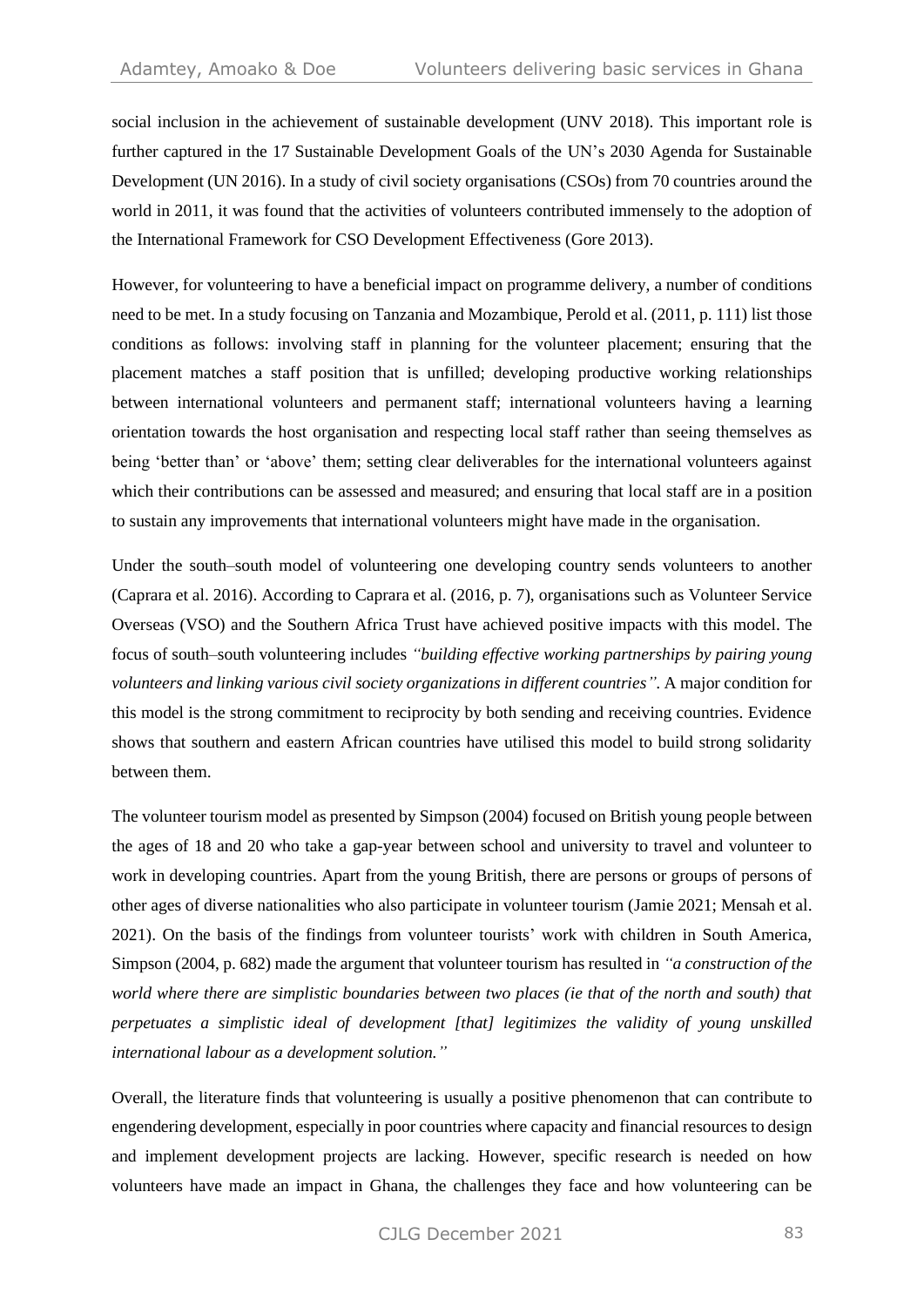social inclusion in the achievement of sustainable development (UNV 2018). This important role is further captured in the 17 Sustainable Development Goals of the UN's 2030 Agenda for Sustainable Development (UN 2016). In a study of civil society organisations (CSOs) from 70 countries around the world in 2011, it was found that the activities of volunteers contributed immensely to the adoption of the International Framework for CSO Development Effectiveness (Gore 2013).

However, for volunteering to have a beneficial impact on programme delivery, a number of conditions need to be met. In a study focusing on Tanzania and Mozambique, Perold et al. (2011, p. 111) list those conditions as follows: involving staff in planning for the volunteer placement; ensuring that the placement matches a staff position that is unfilled; developing productive working relationships between international volunteers and permanent staff; international volunteers having a learning orientation towards the host organisation and respecting local staff rather than seeing themselves as being 'better than' or 'above' them; setting clear deliverables for the international volunteers against which their contributions can be assessed and measured; and ensuring that local staff are in a position to sustain any improvements that international volunteers might have made in the organisation.

Under the south–south model of volunteering one developing country sends volunteers to another (Caprara et al. 2016). According to Caprara et al. (2016, p. 7), organisations such as Volunteer Service Overseas (VSO) and the Southern Africa Trust have achieved positive impacts with this model. The focus of south–south volunteering includes *"building effective working partnerships by pairing young volunteers and linking various civil society organizations in different countries"*. A major condition for this model is the strong commitment to reciprocity by both sending and receiving countries. Evidence shows that southern and eastern African countries have utilised this model to build strong solidarity between them.

The volunteer tourism model as presented by Simpson (2004) focused on British young people between the ages of 18 and 20 who take a gap-year between school and university to travel and volunteer to work in developing countries. Apart from the young British, there are persons or groups of persons of other ages of diverse nationalities who also participate in volunteer tourism (Jamie 2021; Mensah et al. 2021). On the basis of the findings from volunteer tourists' work with children in South America, Simpson (2004, p. 682) made the argument that volunteer tourism has resulted in *"a construction of the world where there are simplistic boundaries between two places (ie that of the north and south) that perpetuates a simplistic ideal of development [that] legitimizes the validity of young unskilled international labour as a development solution."*

Overall, the literature finds that volunteering is usually a positive phenomenon that can contribute to engendering development, especially in poor countries where capacity and financial resources to design and implement development projects are lacking. However, specific research is needed on how volunteers have made an impact in Ghana, the challenges they face and how volunteering can be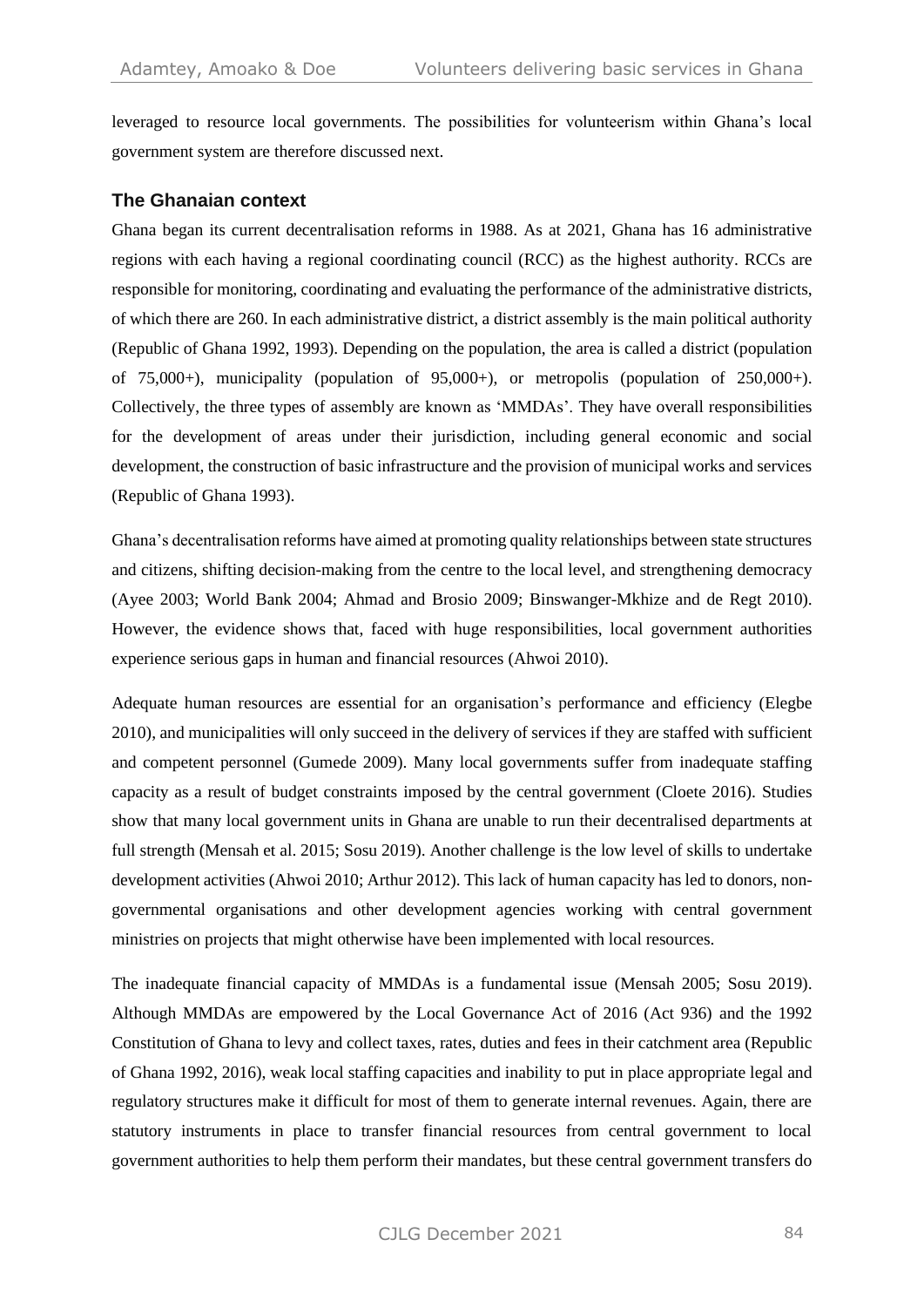leveraged to resource local governments. The possibilities for volunteerism within Ghana's local government system are therefore discussed next.

## The Ghanaian context

Ghana began its current decentralisation reforms in 1988. As at 2021, Ghana has 16 administrative regions with each having a regional coordinating council (RCC) as the highest authority. RCCs are responsible for monitoring, coordinating and evaluating the performance of the administrative districts, of which there are 260. In each administrative district, a district assembly is the main political authority (Republic of Ghana 1992, 1993). Depending on the population, the area is called a district (population of 75,000+), municipality (population of 95,000+), or metropolis (population of 250,000+). Collectively, the three types of assembly are known as 'MMDAs'. They have overall responsibilities for the development of areas under their jurisdiction, including general economic and social development, the construction of basic infrastructure and the provision of municipal works and services (Republic of Ghana 1993).

Ghana's decentralisation reforms have aimed at promoting quality relationships between state structures and citizens, shifting decision-making from the centre to the local level, and strengthening democracy (Ayee 2003; World Bank 2004; Ahmad and Brosio 2009; Binswanger-Mkhize and de Regt 2010). However, the evidence shows that, faced with huge responsibilities, local government authorities experience serious gaps in human and financial resources (Ahwoi 2010).

Adequate human resources are essential for an organisation's performance and efficiency (Elegbe 2010), and municipalities will only succeed in the delivery of services if they are staffed with sufficient and competent personnel (Gumede 2009). Many local governments suffer from inadequate staffing capacity as a result of budget constraints imposed by the central government (Cloete 2016). Studies show that many local government units in Ghana are unable to run their decentralised departments at full strength (Mensah et al. 2015; Sosu 2019). Another challenge is the low level of skills to undertake development activities (Ahwoi 2010; Arthur 2012). This lack of human capacity has led to donors, non-governmental organisations and other development agencies working with central government ministries on projects that might otherwise have been implemented with local resources.

The inadequate financial capacity of MMDAs is a fundamental issue (Mensah 2005; Sosu 2019). Although MMDAs are empowered by the Local Governance Act of 2016 (Act 936) and the 1992 Constitution of Ghana to levy and collect taxes, rates, duties and fees in their catchment area (Republic of Ghana 1992, 2016), weak local staffing capacities and inability to put in place appropriate legal and regulatory structures make it difficult for most of them to generate internal revenues. Again, there are statutory instruments in place to transfer financial resources from central government to local government authorities to help them perform their mandates, but these central government transfers do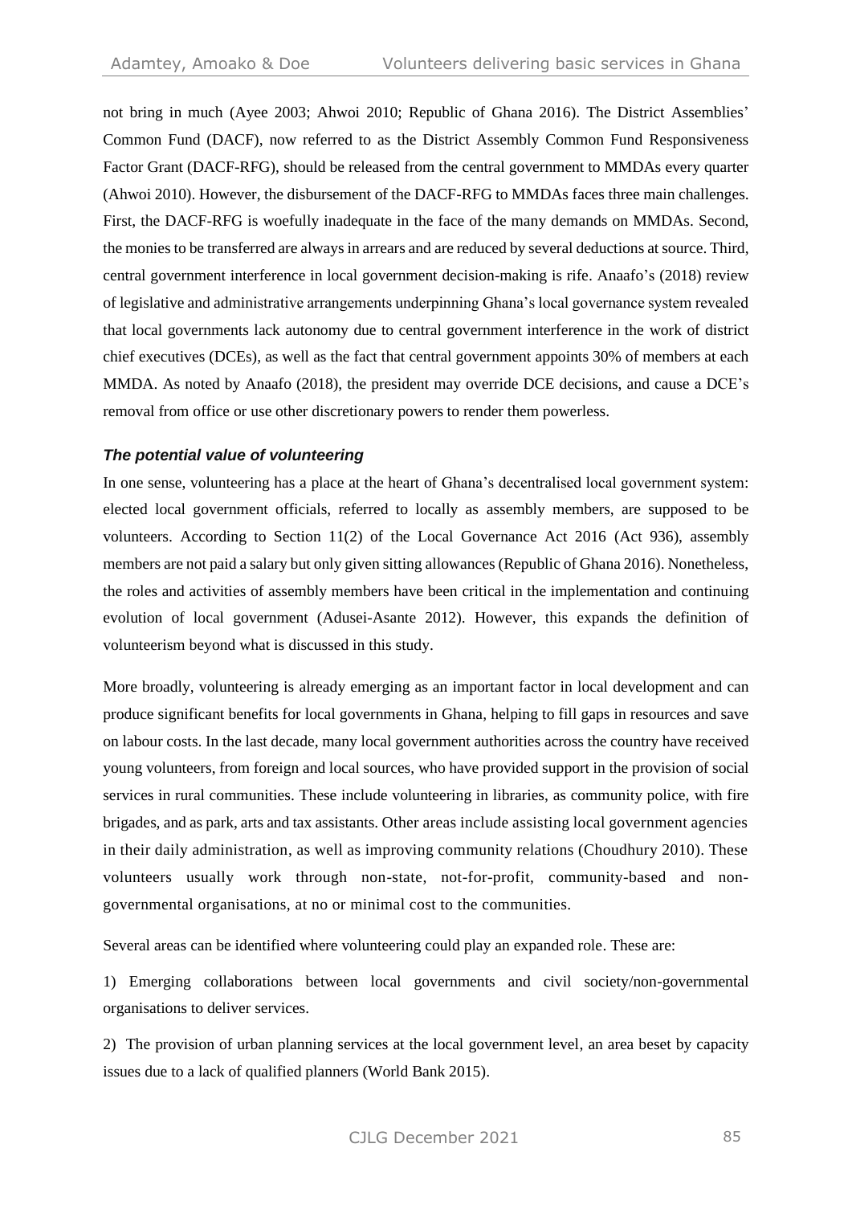not bring in much (Ayee 2003; Ahwoi 2010; Republic of Ghana 2016). The District Assemblies' Common Fund (DACF), now referred to as the District Assembly Common Fund Responsiveness Factor Grant (DACF-RFG), should be released from the central government to MMDAs every quarter (Ahwoi 2010). However, the disbursement of the DACF-RFG to MMDAs faces three main challenges. First, the DACF-RFG is woefully inadequate in the face of the many demands on MMDAs. Second, the monies to be transferred are always in arrears and are reduced by several deductions at source. Third, central government interference in local government decision-making is rife. Anaafo's (2018) review of legislative and administrative arrangements underpinning Ghana's local governance system revealed that local governments lack autonomy due to central government interference in the work of district chief executives (DCEs), as well as the fact that central government appoints 30% of members at each MMDA. As noted by Anaafo (2018), the president may override DCE decisions, and cause a DCE's removal from office or use other discretionary powers to render them powerless.

### *The potential value of volunteering*

In one sense, volunteering has a place at the heart of Ghana's decentralised local government system: elected local government officials, referred to locally as assembly members, are supposed to be volunteers. According to Section 11(2) of the Local Governance Act 2016 (Act 936), assembly members are not paid a salary but only given sitting allowances (Republic of Ghana 2016). Nonetheless, the roles and activities of assembly members have been critical in the implementation and continuing evolution of local government (Adusei-Asante 2012). However, this expands the definition of volunteerism beyond what is discussed in this study.

More broadly, volunteering is already emerging as an important factor in local development and can produce significant benefits for local governments in Ghana, helping to fill gaps in resources and save on labour costs. In the last decade, many local government authorities across the country have received young volunteers, from foreign and local sources, who have provided support in the provision of social services in rural communities. These include volunteering in libraries, as community police, with fire brigades, and as park, arts and tax assistants. Other areas include assisting local government agencies in their daily administration, as well as improving community relations (Choudhury 2010). These volunteers usually work through non-state, not-for-profit, community-based and non-governmental organisations, at no or minimal cost to the communities.

Several areas can be identified where volunteering could play an expanded role. These are:

1) Emerging collaborations between local governments and civil society/non-governmental organisations to deliver services.

2) The provision of urban planning services at the local government level, an area beset by capacity issues due to a lack of qualified planners (World Bank 2015).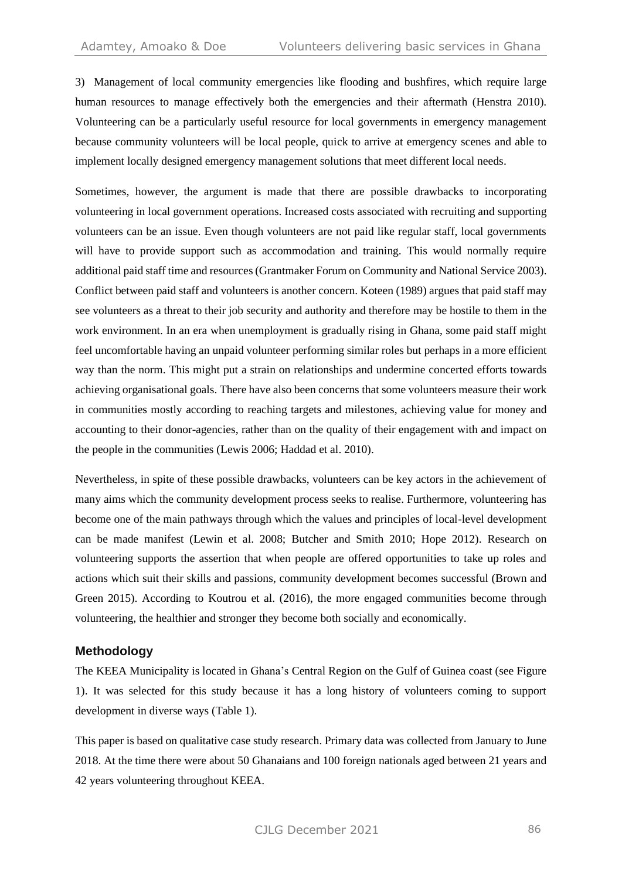3) Management of local community emergencies like flooding and bushfires, which require large human resources to manage effectively both the emergencies and their aftermath (Henstra 2010). Volunteering can be a particularly useful resource for local governments in emergency management because community volunteers will be local people, quick to arrive at emergency scenes and able to implement locally designed emergency management solutions that meet different local needs.

Sometimes, however, the argument is made that there are possible drawbacks to incorporating volunteering in local government operations. Increased costs associated with recruiting and supporting volunteers can be an issue. Even though volunteers are not paid like regular staff, local governments will have to provide support such as accommodation and training. This would normally require additional paid staff time and resources (Grantmaker Forum on Community and National Service 2003). Conflict between paid staff and volunteers is another concern. Koteen (1989) argues that paid staff may see volunteers as a threat to their job security and authority and therefore may be hostile to them in the work environment. In an era when unemployment is gradually rising in Ghana, some paid staff might feel uncomfortable having an unpaid volunteer performing similar roles but perhaps in a more efficient way than the norm. This might put a strain on relationships and undermine concerted efforts towards achieving organisational goals. There have also been concerns that some volunteers measure their work in communities mostly according to reaching targets and milestones, achieving value for money and accounting to their donor-agencies, rather than on the quality of their engagement with and impact on the people in the communities (Lewis 2006; Haddad et al. 2010).

Nevertheless, in spite of these possible drawbacks, volunteers can be key actors in the achievement of many aims which the community development process seeks to realise. Furthermore, volunteering has become one of the main pathways through which the values and principles of local-level development can be made manifest (Lewin et al. 2008; Butcher and Smith 2010; Hope 2012). Research on volunteering supports the assertion that when people are offered opportunities to take up roles and actions which suit their skills and passions, community development becomes successful (Brown and Green 2015). According to Koutrou et al. (2016), the more engaged communities become through volunteering, the healthier and stronger they become both socially and economically.

## Methodology

The KEEA Municipality is located in Ghana's Central Region on the Gulf of Guinea coast (see Figure 1). It was selected for this study because it has a long history of volunteers coming to support development in diverse ways (Table 1).

This paper is based on qualitative case study research. Primary data was collected from January to June 2018. At the time there were about 50 Ghanaians and 100 foreign nationals aged between 21 years and 42 years volunteering throughout KEEA.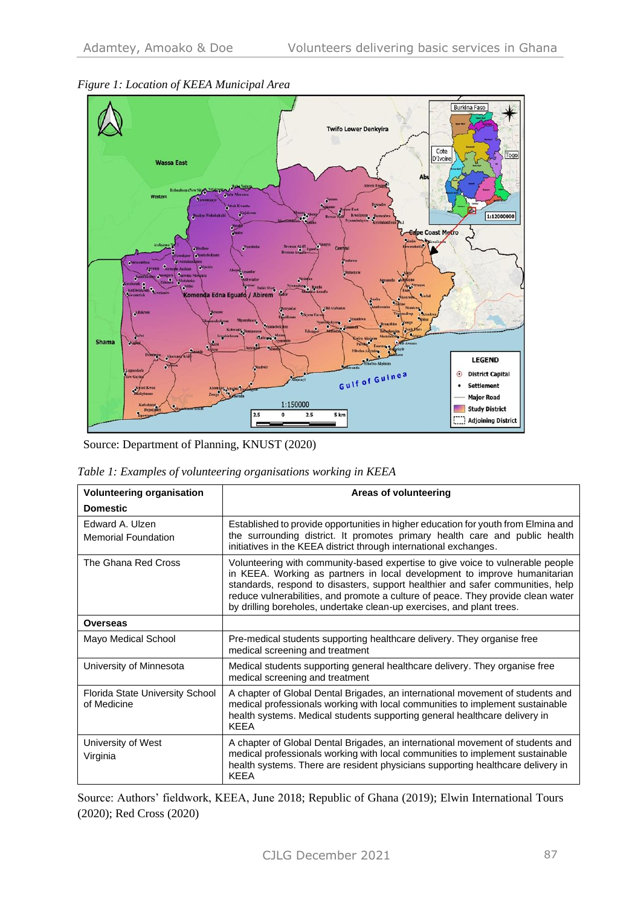*Figure 1: Location of KEEA Municipal Area*

Source: Department of Planning, KNUST (2020)

*Table 1: Examples of volunteering organisations working in KEEA*

| Volunteering organisation | Areas of volunteering |
|---|---|
| **Domestic** | |
| Edward A. Ulzen Memorial Foundation | Established to provide opportunities in higher education for youth from Elmina and the surrounding district. It promotes primary health care and public health initiatives in the KEEA district through international exchanges. |
| The Ghana Red Cross | Volunteering with community-based expertise to give voice to vulnerable people in KEEA. Working as partners in local development to improve humanitarian standards, respond to disasters, support healthier and safer communities, help reduce vulnerabilities, and promote a culture of peace. They provide clean water by drilling boreholes, undertake clean-up exercises, and plant trees. |
| **Overseas** | |
| Mayo Medical School | Pre-medical students supporting healthcare delivery. They organise free medical screening and treatment |
| University of Minnesota | Medical students supporting general healthcare delivery. They organise free medical screening and treatment |
| Florida State University School of Medicine | A chapter of Global Dental Brigades, an international movement of students and medical professionals working with local communities to implement sustainable health systems. Medical students supporting general healthcare delivery in KEEA |
| University of West Virginia | A chapter of Global Dental Brigades, an international movement of students and medical professionals working with local communities to implement sustainable health systems. There are resident physicians supporting healthcare delivery in KEEA |

Source: Authors' fieldwork, KEEA, June 2018; Republic of Ghana (2019); Elwin International Tours (2020); Red Cross (2020)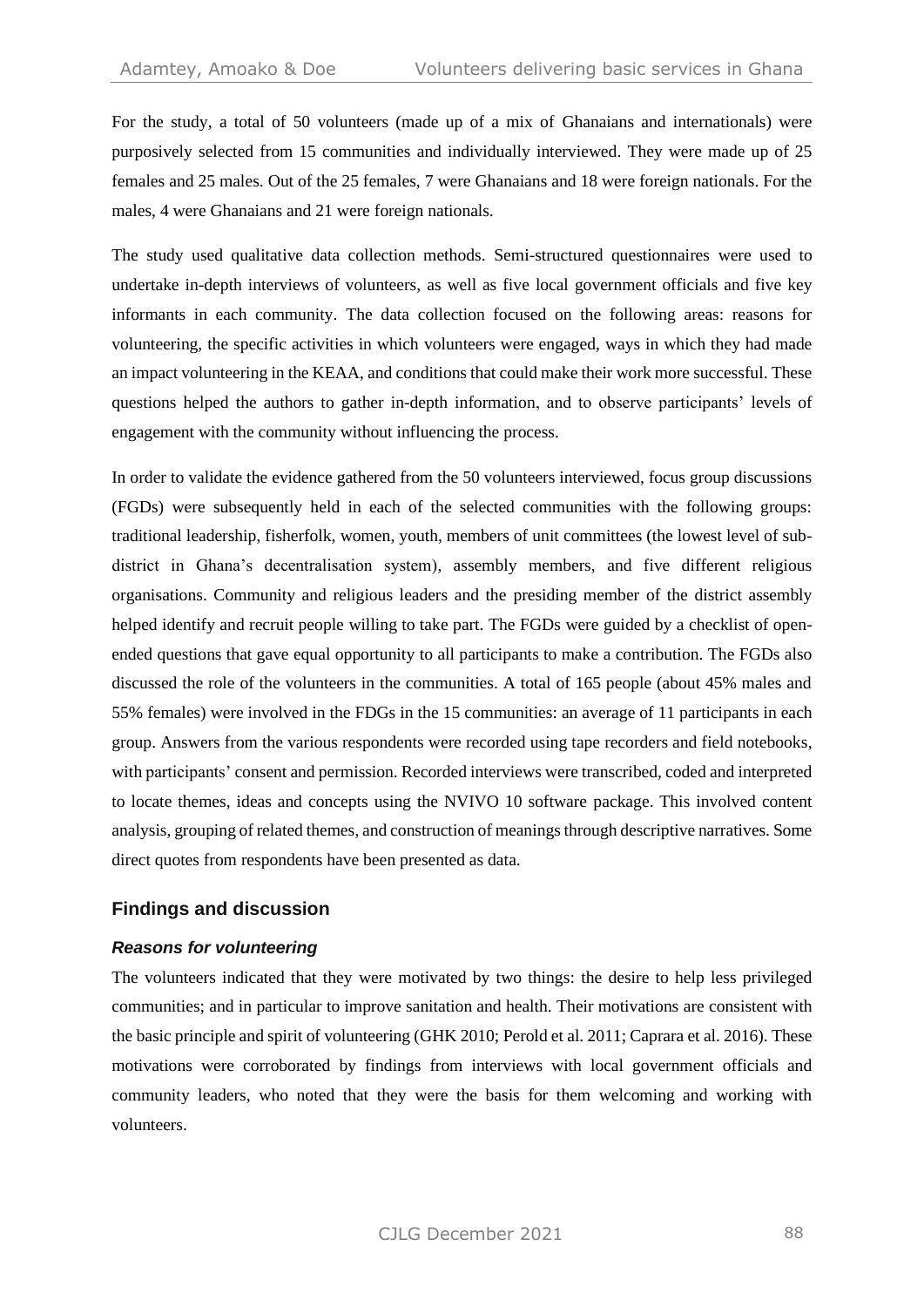For the study, a total of 50 volunteers (made up of a mix of Ghanaians and internationals) were purposively selected from 15 communities and individually interviewed. They were made up of 25 females and 25 males. Out of the 25 females, 7 were Ghanaians and 18 were foreign nationals. For the males, 4 were Ghanaians and 21 were foreign nationals.

The study used qualitative data collection methods. Semi-structured questionnaires were used to undertake in-depth interviews of volunteers, as well as five local government officials and five key informants in each community. The data collection focused on the following areas: reasons for volunteering, the specific activities in which volunteers were engaged, ways in which they had made an impact volunteering in the KEAA, and conditions that could make their work more successful. These questions helped the authors to gather in-depth information, and to observe participants' levels of engagement with the community without influencing the process.

In order to validate the evidence gathered from the 50 volunteers interviewed, focus group discussions (FGDs) were subsequently held in each of the selected communities with the following groups: traditional leadership, fisherfolk, women, youth, members of unit committees (the lowest level of sub-district in Ghana's decentralisation system), assembly members, and five different religious organisations. Community and religious leaders and the presiding member of the district assembly helped identify and recruit people willing to take part. The FGDs were guided by a checklist of open-ended questions that gave equal opportunity to all participants to make a contribution. The FGDs also discussed the role of the volunteers in the communities. A total of 165 people (about 45% males and 55% females) were involved in the FDGs in the 15 communities: an average of 11 participants in each group. Answers from the various respondents were recorded using tape recorders and field notebooks, with participants' consent and permission. Recorded interviews were transcribed, coded and interpreted to locate themes, ideas and concepts using the NVIVO 10 software package. This involved content analysis, grouping of related themes, and construction of meanings through descriptive narratives. Some direct quotes from respondents have been presented as data.

## Findings and discussion

### *Reasons for volunteering*

The volunteers indicated that they were motivated by two things: the desire to help less privileged communities; and in particular to improve sanitation and health. Their motivations are consistent with the basic principle and spirit of volunteering (GHK 2010; Perold et al. 2011; Caprara et al. 2016). These motivations were corroborated by findings from interviews with local government officials and community leaders, who noted that they were the basis for them welcoming and working with volunteers.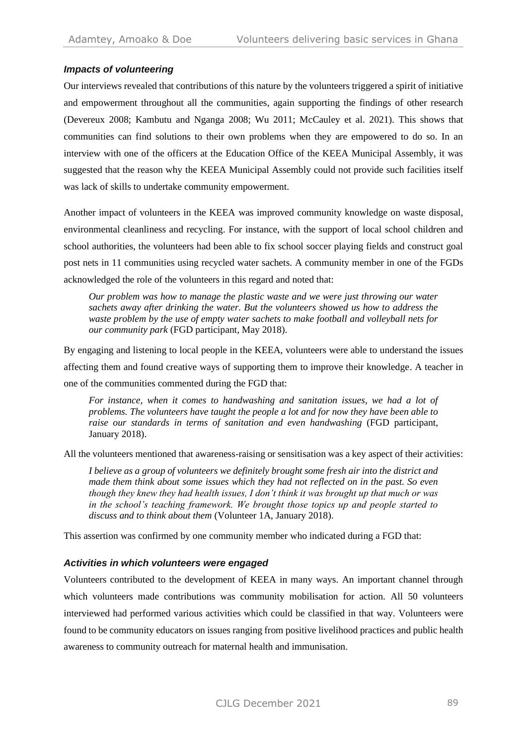### *Impacts of volunteering*

Our interviews revealed that contributions of this nature by the volunteers triggered a spirit of initiative and empowerment throughout all the communities, again supporting the findings of other research (Devereux 2008; Kambutu and Nganga 2008; Wu 2011; McCauley et al. 2021). This shows that communities can find solutions to their own problems when they are empowered to do so. In an interview with one of the officers at the Education Office of the KEEA Municipal Assembly, it was suggested that the reason why the KEEA Municipal Assembly could not provide such facilities itself was lack of skills to undertake community empowerment.

Another impact of volunteers in the KEEA was improved community knowledge on waste disposal, environmental cleanliness and recycling. For instance, with the support of local school children and school authorities, the volunteers had been able to fix school soccer playing fields and construct goal post nets in 11 communities using recycled water sachets. A community member in one of the FGDs acknowledged the role of the volunteers in this regard and noted that:

> *Our problem was how to manage the plastic waste and we were just throwing our water sachets away after drinking the water. But the volunteers showed us how to address the waste problem by the use of empty water sachets to make football and volleyball nets for our community park* (FGD participant, May 2018).

By engaging and listening to local people in the KEEA, volunteers were able to understand the issues affecting them and found creative ways of supporting them to improve their knowledge. A teacher in one of the communities commented during the FGD that:

> *For instance, when it comes to handwashing and sanitation issues, we had a lot of problems. The volunteers have taught the people a lot and for now they have been able to raise our standards in terms of sanitation and even handwashing* (FGD participant, January 2018).

All the volunteers mentioned that awareness-raising or sensitisation was a key aspect of their activities:

> *I believe as a group of volunteers we definitely brought some fresh air into the district and made them think about some issues which they had not reflected on in the past. So even though they knew they had health issues, I don't think it was brought up that much or was in the school's teaching framework. We brought those topics up and people started to discuss and to think about them* (Volunteer 1A, January 2018).

This assertion was confirmed by one community member who indicated during a FGD that:

### *Activities in which volunteers were engaged*

Volunteers contributed to the development of KEEA in many ways. An important channel through which volunteers made contributions was community mobilisation for action. All 50 volunteers interviewed had performed various activities which could be classified in that way. Volunteers were found to be community educators on issues ranging from positive livelihood practices and public health awareness to community outreach for maternal health and immunisation.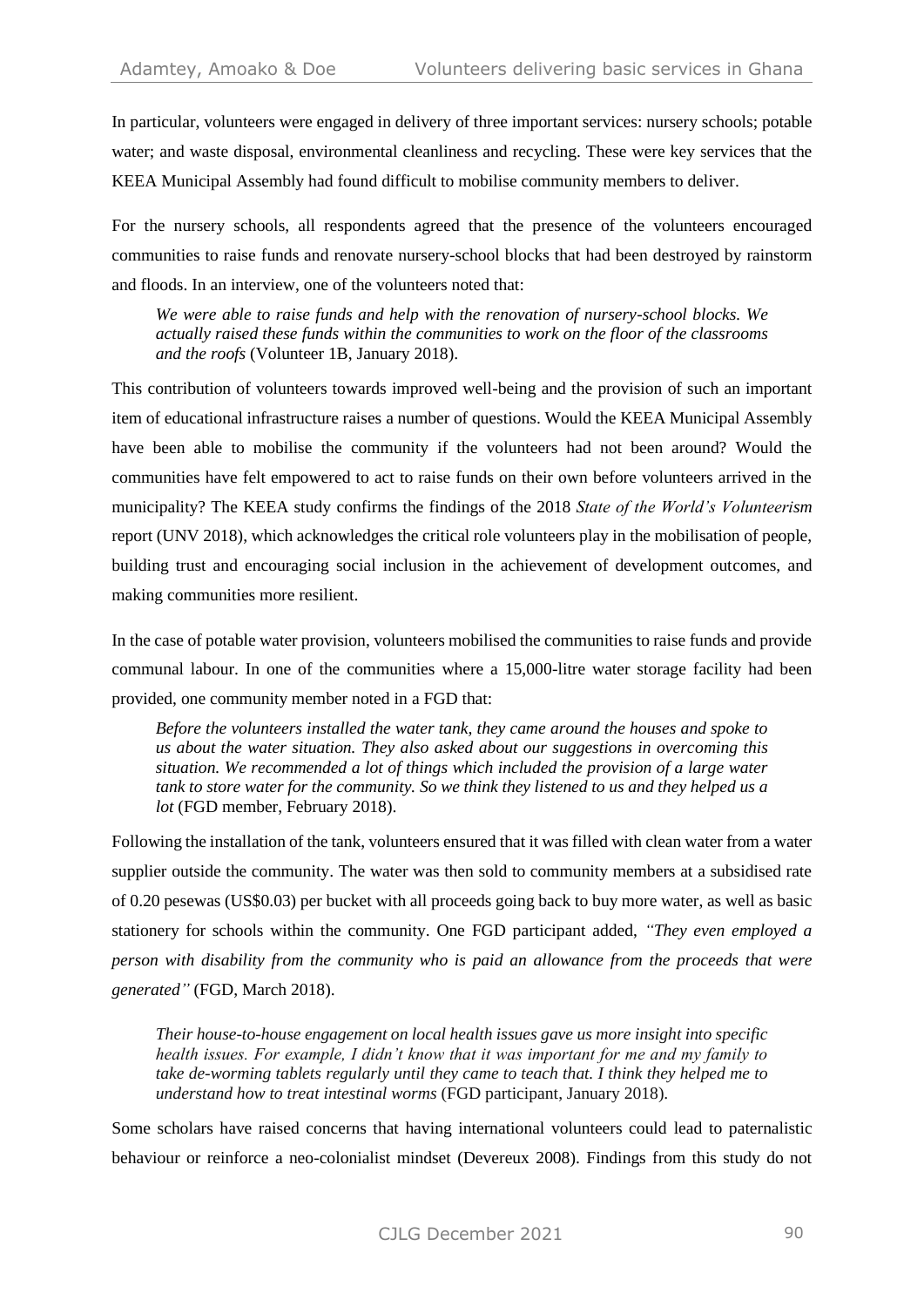In particular, volunteers were engaged in delivery of three important services: nursery schools; potable water; and waste disposal, environmental cleanliness and recycling. These were key services that the KEEA Municipal Assembly had found difficult to mobilise community members to deliver.

For the nursery schools, all respondents agreed that the presence of the volunteers encouraged communities to raise funds and renovate nursery-school blocks that had been destroyed by rainstorm and floods. In an interview, one of the volunteers noted that:

> *We were able to raise funds and help with the renovation of nursery-school blocks. We actually raised these funds within the communities to work on the floor of the classrooms and the roofs* (Volunteer 1B, January 2018).

This contribution of volunteers towards improved well-being and the provision of such an important item of educational infrastructure raises a number of questions. Would the KEEA Municipal Assembly have been able to mobilise the community if the volunteers had not been around? Would the communities have felt empowered to act to raise funds on their own before volunteers arrived in the municipality? The KEEA study confirms the findings of the 2018 *State of the World's Volunteerism* report (UNV 2018), which acknowledges the critical role volunteers play in the mobilisation of people, building trust and encouraging social inclusion in the achievement of development outcomes, and making communities more resilient.

In the case of potable water provision, volunteers mobilised the communities to raise funds and provide communal labour. In one of the communities where a 15,000-litre water storage facility had been provided, one community member noted in a FGD that:

> *Before the volunteers installed the water tank, they came around the houses and spoke to us about the water situation. They also asked about our suggestions in overcoming this situation. We recommended a lot of things which included the provision of a large water tank to store water for the community. So we think they listened to us and they helped us a lot* (FGD member, February 2018).

Following the installation of the tank, volunteers ensured that it was filled with clean water from a water supplier outside the community. The water was then sold to community members at a subsidised rate of 0.20 pesewas (US$0.03) per bucket with all proceeds going back to buy more water, as well as basic stationery for schools within the community. One FGD participant added, *"They even employed a person with disability from the community who is paid an allowance from the proceeds that were generated"* (FGD, March 2018).

> *Their house-to-house engagement on local health issues gave us more insight into specific health issues. For example, I didn't know that it was important for me and my family to take de-worming tablets regularly until they came to teach that. I think they helped me to understand how to treat intestinal worms* (FGD participant, January 2018).

Some scholars have raised concerns that having international volunteers could lead to paternalistic behaviour or reinforce a neo-colonialist mindset (Devereux 2008). Findings from this study do not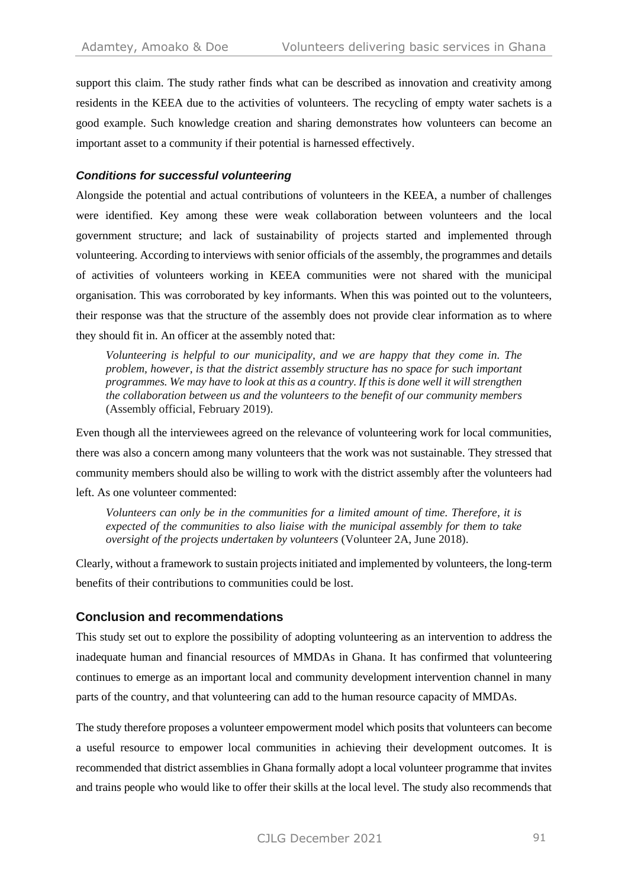support this claim. The study rather finds what can be described as innovation and creativity among residents in the KEEA due to the activities of volunteers. The recycling of empty water sachets is a good example. Such knowledge creation and sharing demonstrates how volunteers can become an important asset to a community if their potential is harnessed effectively.

### *Conditions for successful volunteering*

Alongside the potential and actual contributions of volunteers in the KEEA, a number of challenges were identified. Key among these were weak collaboration between volunteers and the local government structure; and lack of sustainability of projects started and implemented through volunteering. According to interviews with senior officials of the assembly, the programmes and details of activities of volunteers working in KEEA communities were not shared with the municipal organisation. This was corroborated by key informants. When this was pointed out to the volunteers, their response was that the structure of the assembly does not provide clear information as to where they should fit in. An officer at the assembly noted that:

> *Volunteering is helpful to our municipality, and we are happy that they come in. The problem, however, is that the district assembly structure has no space for such important programmes. We may have to look at this as a country. If this is done well it will strengthen the collaboration between us and the volunteers to the benefit of our community members* (Assembly official, February 2019).

Even though all the interviewees agreed on the relevance of volunteering work for local communities, there was also a concern among many volunteers that the work was not sustainable. They stressed that community members should also be willing to work with the district assembly after the volunteers had left. As one volunteer commented:

> *Volunteers can only be in the communities for a limited amount of time. Therefore, it is expected of the communities to also liaise with the municipal assembly for them to take oversight of the projects undertaken by volunteers* (Volunteer 2A, June 2018).

Clearly, without a framework to sustain projects initiated and implemented by volunteers, the long-term benefits of their contributions to communities could be lost.

## Conclusion and recommendations

This study set out to explore the possibility of adopting volunteering as an intervention to address the inadequate human and financial resources of MMDAs in Ghana. It has confirmed that volunteering continues to emerge as an important local and community development intervention channel in many parts of the country, and that volunteering can add to the human resource capacity of MMDAs.

The study therefore proposes a volunteer empowerment model which posits that volunteers can become a useful resource to empower local communities in achieving their development outcomes. It is recommended that district assemblies in Ghana formally adopt a local volunteer programme that invites and trains people who would like to offer their skills at the local level. The study also recommends that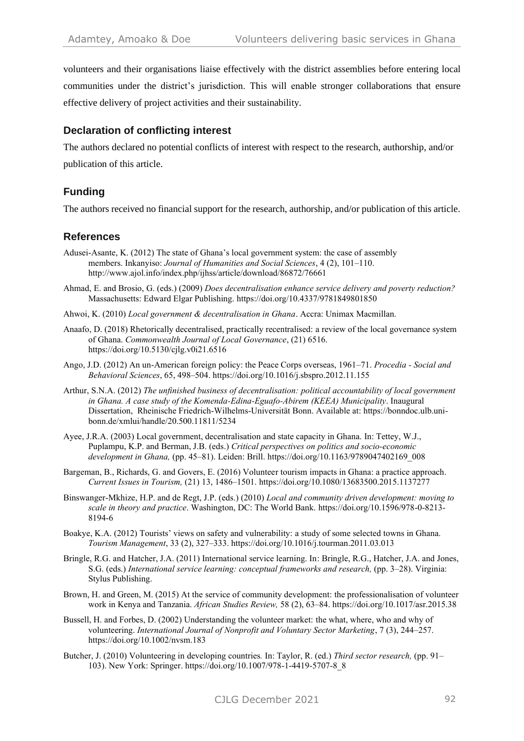volunteers and their organisations liaise effectively with the district assemblies before entering local communities under the district's jurisdiction. This will enable stronger collaborations that ensure effective delivery of project activities and their sustainability.

## Declaration of conflicting interest

The authors declared no potential conflicts of interest with respect to the research, authorship, and/or publication of this article.

## Funding

The authors received no financial support for the research, authorship, and/or publication of this article.

## References

Adusei-Asante, K. (2012) The state of Ghana's local government system: the case of assembly members. Inkanyiso: *Journal of Humanities and Social Sciences*, 4 (2), 101–110. http://www.ajol.info/index.php/ijhss/article/download/86872/76661

Ahmad, E. and Brosio, G. (eds.) (2009) *Does decentralisation enhance service delivery and poverty reduction?* Massachusetts: Edward Elgar Publishing. https://doi.org/10.4337/9781849801850

Ahwoi, K. (2010) *Local government & decentralisation in Ghana*. Accra: Unimax Macmillan.

Anaafo, D. (2018) Rhetorically decentralised, practically recentralised: a review of the local governance system of Ghana. *Commonwealth Journal of Local Governance*, (21) 6516. https://doi.org/10.5130/cjlg.v0i21.6516

Ango, J.D. (2012) An un-American foreign policy: the Peace Corps overseas, 1961–71. *Procedia - Social and Behavioral Sciences*, 65, 498–504. https://doi.org/10.1016/j.sbspro.2012.11.155

Arthur, S.N.A. (2012) *The unfinished business of decentralisation: political accountability of local government in Ghana. A case study of the Komenda-Edina-Eguafo-Abirem (KEEA) Municipality*. Inaugural Dissertation, Rheinische Friedrich-Wilhelms-Universität Bonn. Available at: https://bonndoc.ulb.uni-bonn.de/xmlui/handle/20.500.11811/5234

Ayee, J.R.A. (2003) Local government, decentralisation and state capacity in Ghana. In: Tettey, W.J., Puplampu, K.P. and Berman, J.B. (eds.) *Critical perspectives on politics and socio-economic development in Ghana,* (pp. 45–81). Leiden: Brill. https://doi.org/10.1163/9789047402169_008

Bargeman, B., Richards, G. and Govers, E. (2016) Volunteer tourism impacts in Ghana: a practice approach. *Current Issues in Tourism,* (21) 13, 1486–1501. https://doi.org/10.1080/13683500.2015.1137277

Binswanger-Mkhize, H.P. and de Regt, J.P. (eds.) (2010) *Local and community driven development: moving to scale in theory and practice*. Washington, DC: The World Bank. https://doi.org/10.1596/978-0-8213-8194-6

Boakye, K.A. (2012) Tourists' views on safety and vulnerability: a study of some selected towns in Ghana. *Tourism Management*, 33 (2), 327–333. https://doi.org/10.1016/j.tourman.2011.03.013

Bringle, R.G. and Hatcher, J.A. (2011) International service learning. In: Bringle, R.G., Hatcher, J.A. and Jones, S.G. (eds.) *International service learning: conceptual frameworks and research,* (pp. 3–28). Virginia: Stylus Publishing.

Brown, H. and Green, M. (2015) At the service of community development: the professionalisation of volunteer work in Kenya and Tanzania. *African Studies Review,* 58 (2), 63–84. https://doi.org/10.1017/asr.2015.38

Bussell, H. and Forbes, D. (2002) Understanding the volunteer market: the what, where, who and why of volunteering. *International Journal of Nonprofit and Voluntary Sector Marketing*, 7 (3), 244–257. https://doi.org/10.1002/nvsm.183

Butcher, J. (2010) Volunteering in developing countries*.* In: Taylor, R. (ed.) *Third sector research,* (pp. 91–103). New York: Springer. https://doi.org/10.1007/978-1-4419-5707-8_8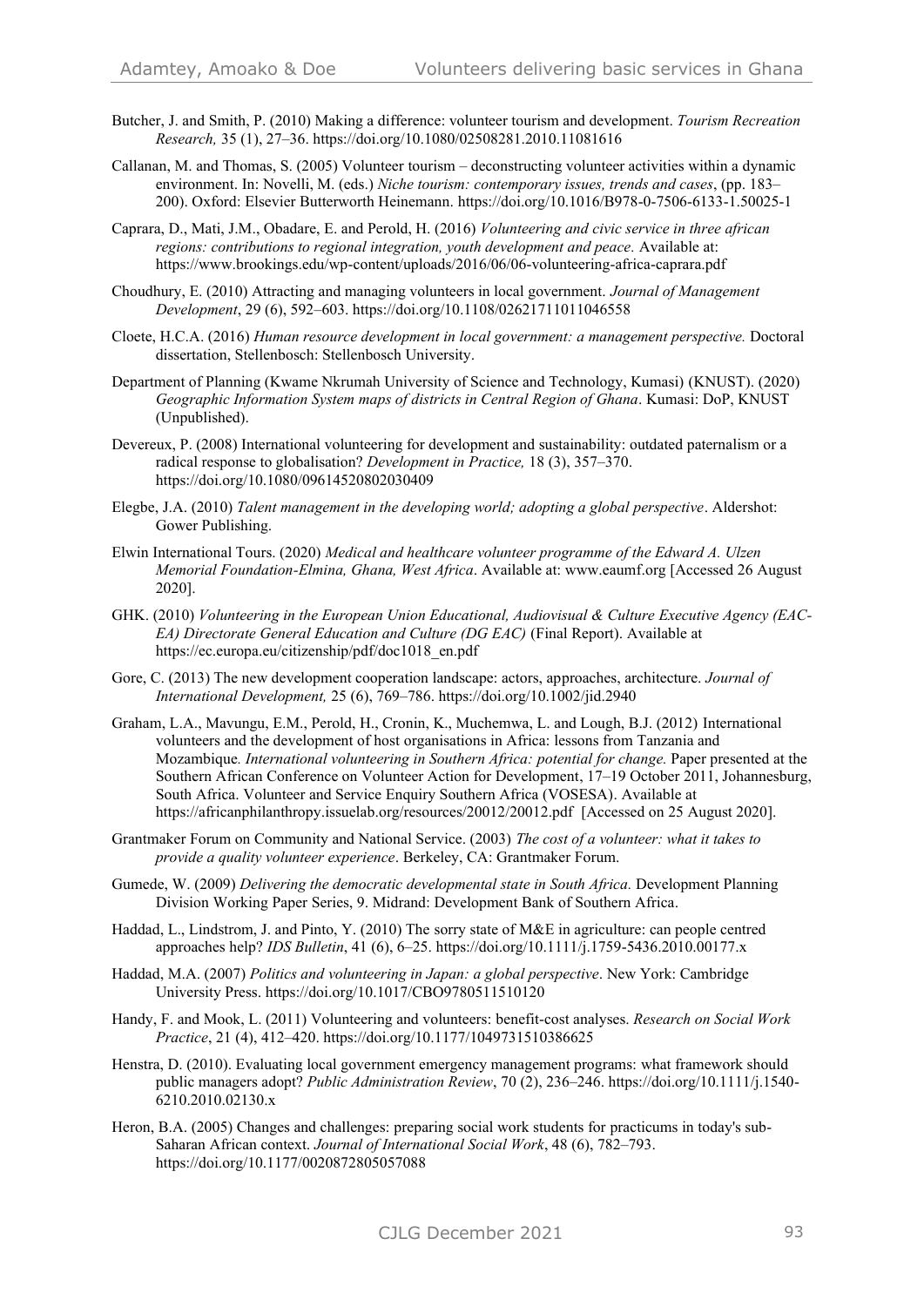Butcher, J. and Smith, P. (2010) Making a difference: volunteer tourism and development. *Tourism Recreation Research,* 35 (1), 27–36. https://doi.org/10.1080/02508281.2010.11081616

Callanan, M. and Thomas, S. (2005) Volunteer tourism – deconstructing volunteer activities within a dynamic environment. In: Novelli, M. (eds.) *Niche tourism: contemporary issues, trends and cases*, (pp. 183–200). Oxford: Elsevier Butterworth Heinemann. https://doi.org/10.1016/B978-0-7506-6133-1.50025-1

Caprara, D., Mati, J.M., Obadare, E. and Perold, H. (2016) *Volunteering and civic service in three african regions: contributions to regional integration, youth development and peace.* Available at: https://www.brookings.edu/wp-content/uploads/2016/06/06-volunteering-africa-caprara.pdf

Choudhury, E. (2010) Attracting and managing volunteers in local government. *Journal of Management Development*, 29 (6), 592–603. https://doi.org/10.1108/02621711011046558

Cloete, H.C.A. (2016) *Human resource development in local government: a management perspective.* Doctoral dissertation, Stellenbosch: Stellenbosch University.

Department of Planning (Kwame Nkrumah University of Science and Technology, Kumasi) (KNUST). (2020) *Geographic Information System maps of districts in Central Region of Ghana*. Kumasi: DoP, KNUST (Unpublished).

Devereux, P. (2008) International volunteering for development and sustainability: outdated paternalism or a radical response to globalisation? *Development in Practice,* 18 (3), 357–370. https://doi.org/10.1080/09614520802030409

Elegbe, J.A. (2010) *Talent management in the developing world; adopting a global perspective*. Aldershot: Gower Publishing.

Elwin International Tours. (2020) *Medical and healthcare volunteer programme of the Edward A. Ulzen Memorial Foundation-Elmina, Ghana, West Africa*. Available at: www.eaumf.org [Accessed 26 August 2020].

GHK. (2010) *Volunteering in the European Union Educational, Audiovisual & Culture Executive Agency (EAC-EA) Directorate General Education and Culture (DG EAC)* (Final Report). Available at https://ec.europa.eu/citizenship/pdf/doc1018_en.pdf

Gore, C. (2013) The new development cooperation landscape: actors, approaches, architecture. *Journal of International Development,* 25 (6), 769–786. https://doi.org/10.1002/jid.2940

Graham, L.A., Mavungu, E.M., Perold, H., Cronin, K., Muchemwa, L. and Lough, B.J. (2012) International volunteers and the development of host organisations in Africa: lessons from Tanzania and Mozambique*. International volunteering in Southern Africa: potential for change.* Paper presented at the Southern African Conference on Volunteer Action for Development, 17–19 October 2011, Johannesburg, South Africa. Volunteer and Service Enquiry Southern Africa (VOSESA). Available at https://africanphilanthropy.issuelab.org/resources/20012/20012.pdf [Accessed on 25 August 2020].

Grantmaker Forum on Community and National Service. (2003) *The cost of a volunteer: what it takes to provide a quality volunteer experience*. Berkeley, CA: Grantmaker Forum.

Gumede, W. (2009) *Delivering the democratic developmental state in South Africa.* Development Planning Division Working Paper Series, 9. Midrand: Development Bank of Southern Africa.

Haddad, L., Lindstrom, J. and Pinto, Y. (2010) The sorry state of M&E in agriculture: can people centred approaches help? *IDS Bulletin*, 41 (6), 6–25. https://doi.org/10.1111/j.1759-5436.2010.00177.x

Haddad, M.A. (2007) *Politics and volunteering in Japan: a global perspective*. New York: Cambridge University Press. https://doi.org/10.1017/CBO9780511510120

Handy, F. and Mook, L. (2011) Volunteering and volunteers: benefit-cost analyses. *Research on Social Work Practice*, 21 (4), 412–420. https://doi.org/10.1177/1049731510386625

Henstra, D. (2010). Evaluating local government emergency management programs: what framework should public managers adopt? *Public Administration Review*, 70 (2), 236–246. https://doi.org/10.1111/j.1540-6210.2010.02130.x

Heron, B.A. (2005) Changes and challenges: preparing social work students for practicums in today's sub-Saharan African context. *Journal of International Social Work*, 48 (6), 782–793. https://doi.org/10.1177/0020872805057088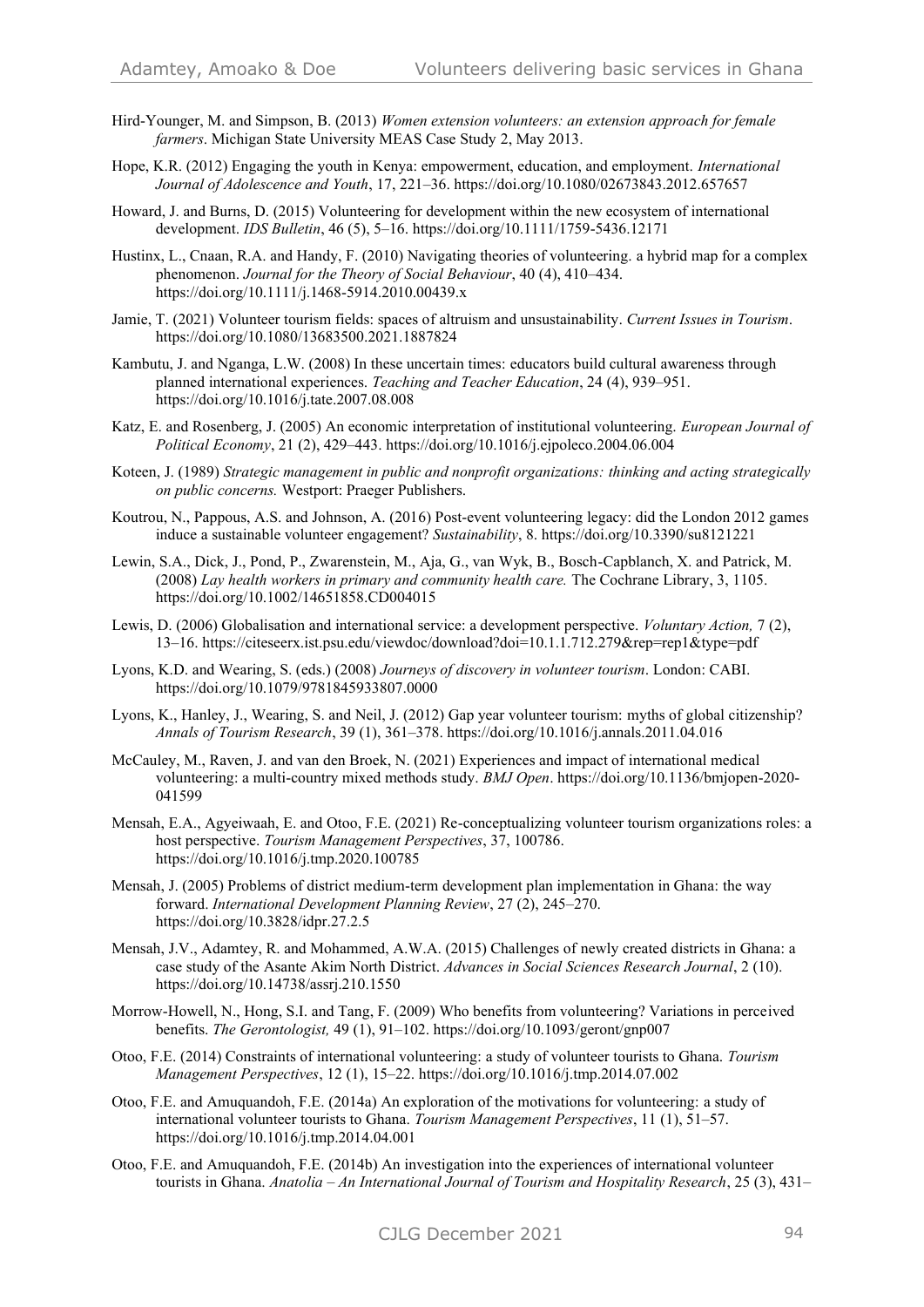Hird-Younger, M. and Simpson, B. (2013) *Women extension volunteers: an extension approach for female farmers*. Michigan State University MEAS Case Study 2, May 2013.

Hope, K.R. (2012) Engaging the youth in Kenya: empowerment, education, and employment. *International Journal of Adolescence and Youth*, 17, 221–36. https://doi.org/10.1080/02673843.2012.657657

Howard, J. and Burns, D. (2015) Volunteering for development within the new ecosystem of international development. *IDS Bulletin*, 46 (5), 5–16. https://doi.org/10.1111/1759-5436.12171

Hustinx, L., Cnaan, R.A. and Handy, F. (2010) Navigating theories of volunteering. a hybrid map for a complex phenomenon. *Journal for the Theory of Social Behaviour*, 40 (4), 410–434. https://doi.org/10.1111/j.1468-5914.2010.00439.x

Jamie, T. (2021) Volunteer tourism fields: spaces of altruism and unsustainability. *Current Issues in Tourism*. https://doi.org/10.1080/13683500.2021.1887824

Kambutu, J. and Nganga, L.W. (2008) In these uncertain times: educators build cultural awareness through planned international experiences. *Teaching and Teacher Education*, 24 (4), 939–951. https://doi.org/10.1016/j.tate.2007.08.008

Katz, E. and Rosenberg, J. (2005) An economic interpretation of institutional volunteering. *European Journal of Political Economy*, 21 (2), 429–443. https://doi.org/10.1016/j.ejpoleco.2004.06.004

Koteen, J. (1989) *Strategic management in public and nonprofit organizations: thinking and acting strategically on public concerns.* Westport: Praeger Publishers.

Koutrou, N., Pappous, A.S. and Johnson, A. (2016) Post-event volunteering legacy: did the London 2012 games induce a sustainable volunteer engagement? *Sustainability*, 8. https://doi.org/10.3390/su8121221

Lewin, S.A., Dick, J., Pond, P., Zwarenstein, M., Aja, G., van Wyk, B., Bosch-Capblanch, X. and Patrick, M. (2008) *Lay health workers in primary and community health care.* The Cochrane Library, 3, 1105. https://doi.org/10.1002/14651858.CD004015

Lewis, D. (2006) Globalisation and international service: a development perspective. *Voluntary Action,* 7 (2), 13–16. https://citeseerx.ist.psu.edu/viewdoc/download?doi=10.1.1.712.279&rep=rep1&type=pdf

Lyons, K.D. and Wearing, S. (eds.) (2008) *Journeys of discovery in volunteer tourism*. London: CABI. https://doi.org/10.1079/9781845933807.0000

Lyons, K., Hanley, J., Wearing, S. and Neil, J. (2012) Gap year volunteer tourism: myths of global citizenship? *Annals of Tourism Research*, 39 (1), 361–378. https://doi.org/10.1016/j.annals.2011.04.016

McCauley, M., Raven, J. and van den Broek, N. (2021) Experiences and impact of international medical volunteering: a multi-country mixed methods study. *BMJ Open*. https://doi.org/10.1136/bmjopen-2020-041599

Mensah, E.A., Agyeiwaah, E. and Otoo, F.E. (2021) Re-conceptualizing volunteer tourism organizations roles: a host perspective. *Tourism Management Perspectives*, 37, 100786. https://doi.org/10.1016/j.tmp.2020.100785

Mensah, J. (2005) Problems of district medium-term development plan implementation in Ghana: the way forward. *International Development Planning Review*, 27 (2), 245–270. https://doi.org/10.3828/idpr.27.2.5

Mensah, J.V., Adamtey, R. and Mohammed, A.W.A. (2015) Challenges of newly created districts in Ghana: a case study of the Asante Akim North District. *Advances in Social Sciences Research Journal*, 2 (10). https://doi.org/10.14738/assrj.210.1550

Morrow-Howell, N., Hong, S.I. and Tang, F. (2009) Who benefits from volunteering? Variations in perceived benefits. *The Gerontologist,* 49 (1), 91–102. https://doi.org/10.1093/geront/gnp007

Otoo, F.E. (2014) Constraints of international volunteering: a study of volunteer tourists to Ghana. *Tourism Management Perspectives*, 12 (1), 15–22. https://doi.org/10.1016/j.tmp.2014.07.002

Otoo, F.E. and Amuquandoh, F.E. (2014a) An exploration of the motivations for volunteering: a study of international volunteer tourists to Ghana. *Tourism Management Perspectives*, 11 (1), 51–57. https://doi.org/10.1016/j.tmp.2014.04.001

Otoo, F.E. and Amuquandoh, F.E. (2014b) An investigation into the experiences of international volunteer tourists in Ghana. *Anatolia – An International Journal of Tourism and Hospitality Research*, 25 (3), 431–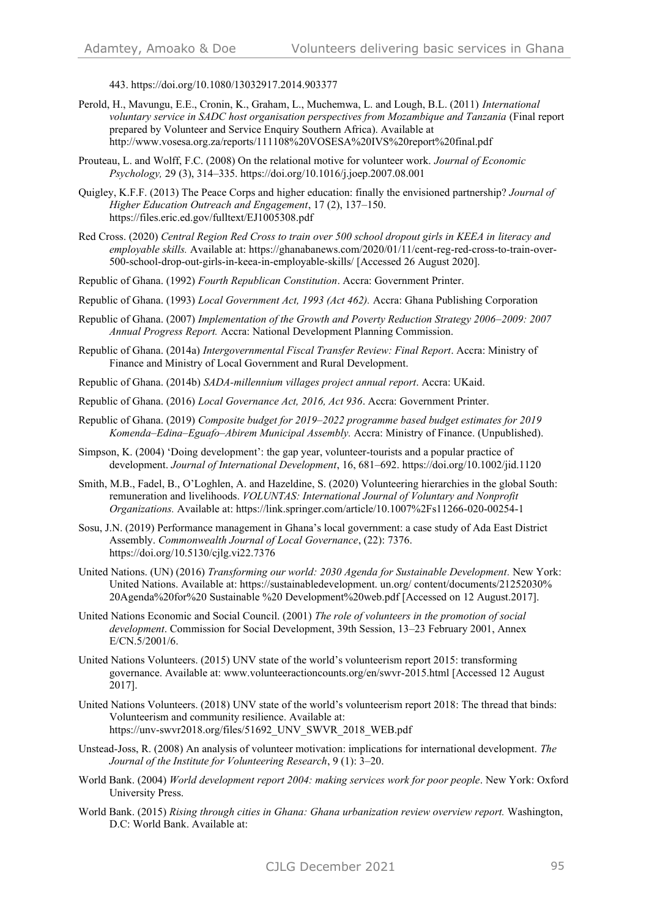443. https://doi.org/10.1080/13032917.2014.903377

Perold, H., Mavungu, E.E., Cronin, K., Graham, L., Muchemwa, L. and Lough, B.L. (2011) *International voluntary service in SADC host organisation perspectives from Mozambique and Tanzania* (Final report prepared by Volunteer and Service Enquiry Southern Africa). Available at http://www.vosesa.org.za/reports/111108%20VOSESA%20IVS%20report%20final.pdf

Prouteau, L. and Wolff, F.C. (2008) On the relational motive for volunteer work. *Journal of Economic Psychology,* 29 (3), 314–335. https://doi.org/10.1016/j.joep.2007.08.001

Quigley, K.F.F. (2013) The Peace Corps and higher education: finally the envisioned partnership? *Journal of Higher Education Outreach and Engagement*, 17 (2), 137–150. https://files.eric.ed.gov/fulltext/EJ1005308.pdf

Red Cross. (2020) *Central Region Red Cross to train over 500 school dropout girls in KEEA in literacy and employable skills.* Available at: https://ghanabanews.com/2020/01/11/cent-reg-red-cross-to-train-over-500-school-drop-out-girls-in-keea-in-employable-skills/ [Accessed 26 August 2020].

Republic of Ghana. (1992) *Fourth Republican Constitution*. Accra: Government Printer.

Republic of Ghana. (1993) *Local Government Act, 1993 (Act 462).* Accra: Ghana Publishing Corporation

Republic of Ghana. (2007) *Implementation of the Growth and Poverty Reduction Strategy 2006–2009: 2007 Annual Progress Report.* Accra: National Development Planning Commission.

Republic of Ghana. (2014a) *Intergovernmental Fiscal Transfer Review: Final Report*. Accra: Ministry of Finance and Ministry of Local Government and Rural Development.

Republic of Ghana. (2014b) *SADA-millennium villages project annual report*. Accra: UKaid.

Republic of Ghana. (2016) *Local Governance Act, 2016, Act 936*. Accra: Government Printer.

Republic of Ghana. (2019) *Composite budget for 2019–2022 programme based budget estimates for 2019 Komenda–Edina–Eguafo–Abirem Municipal Assembly.* Accra: Ministry of Finance. (Unpublished).

Simpson, K. (2004) 'Doing development': the gap year, volunteer-tourists and a popular practice of development. *Journal of International Development*, 16, 681–692. https://doi.org/10.1002/jid.1120

Smith, M.B., Fadel, B., O'Loghlen, A. and Hazeldine, S. (2020) Volunteering hierarchies in the global South: remuneration and livelihoods. *VOLUNTAS: International Journal of Voluntary and Nonprofit Organizations.* Available at: https://link.springer.com/article/10.1007%2Fs11266-020-00254-1

Sosu, J.N. (2019) Performance management in Ghana's local government: a case study of Ada East District Assembly. *Commonwealth Journal of Local Governance*, (22): 7376. https://doi.org/10.5130/cjlg.vi22.7376

United Nations. (UN) (2016) *Transforming our world: 2030 Agenda for Sustainable Development*. New York: United Nations. Available at: https://sustainabledevelopment. un.org/ content/documents/21252030% 20Agenda%20for%20 Sustainable %20 Development%20web.pdf [Accessed on 12 August.2017].

United Nations Economic and Social Council. (2001) *The role of volunteers in the promotion of social development*. Commission for Social Development, 39th Session, 13–23 February 2001, Annex E/CN.5/2001/6.

United Nations Volunteers. (2015) UNV state of the world's volunteerism report 2015: transforming governance. Available at: www.volunteeractioncounts.org/en/swvr-2015.html [Accessed 12 August 2017].

United Nations Volunteers. (2018) UNV state of the world's volunteerism report 2018: The thread that binds: Volunteerism and community resilience. Available at: https://unv-swvr2018.org/files/51692_UNV_SWVR_2018_WEB.pdf

Unstead-Joss, R. (2008) An analysis of volunteer motivation: implications for international development. *The Journal of the Institute for Volunteering Research*, 9 (1): 3–20.

World Bank. (2004) *World development report 2004: making services work for poor people*. New York: Oxford University Press.

World Bank. (2015) *Rising through cities in Ghana: Ghana urbanization review overview report.* Washington, D.C: World Bank. Available at: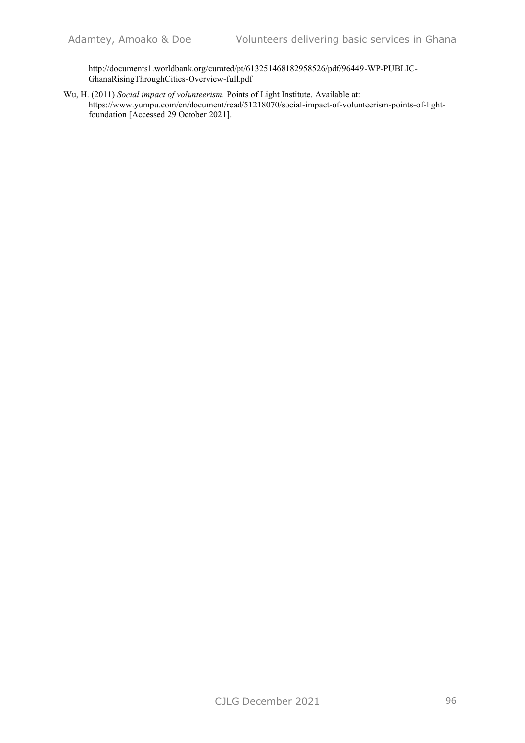http://documents1.worldbank.org/curated/pt/613251468182958526/pdf/96449-WP-PUBLIC-GhanaRisingThroughCities-Overview-full.pdf

Wu, H. (2011) *Social impact of volunteerism.* Points of Light Institute. Available at: https://www.yumpu.com/en/document/read/51218070/social-impact-of-volunteerism-points-of-light-foundation [Accessed 29 October 2021].